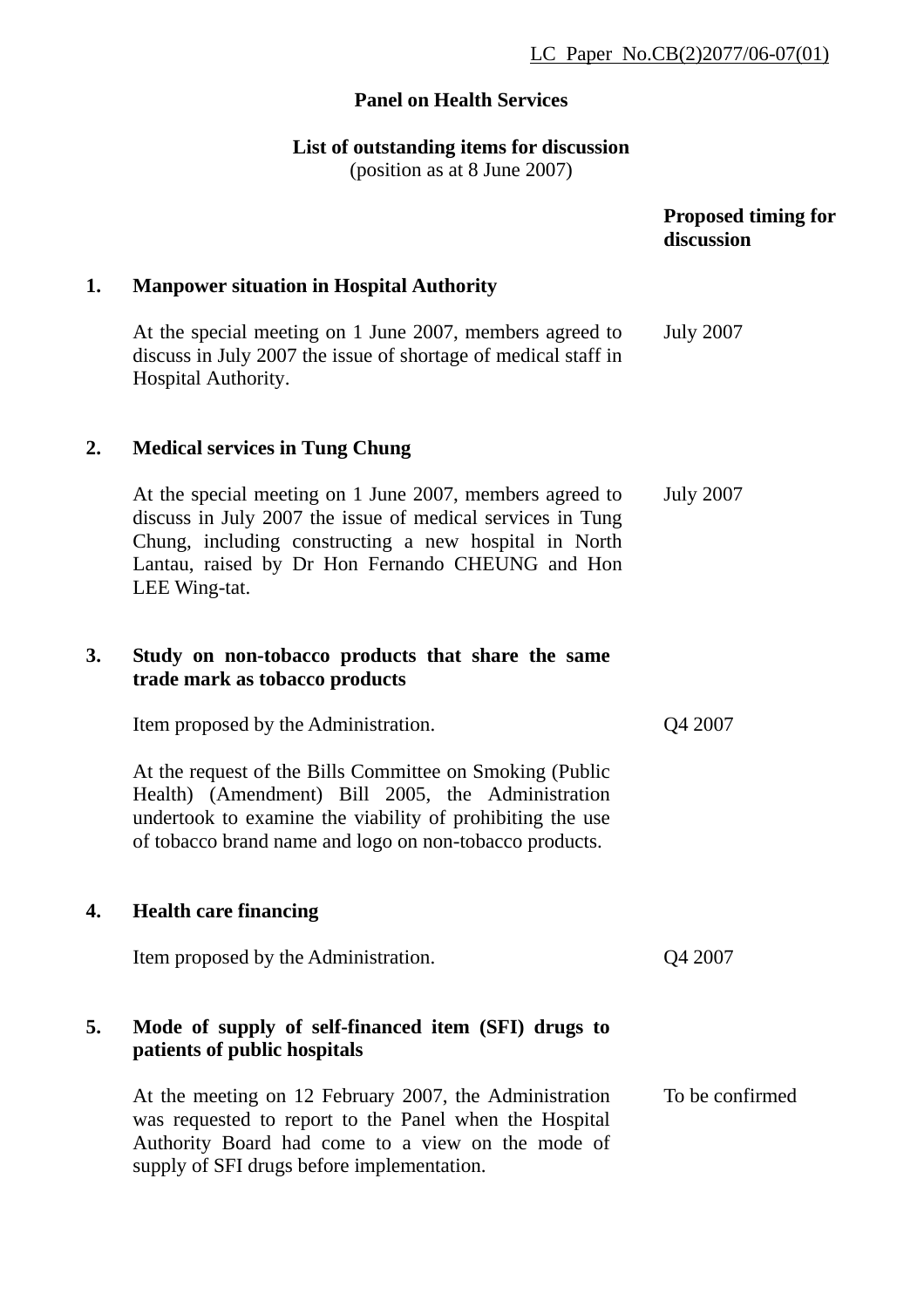LC Paper No.CB(2)2077/06-07(01)

**Panel on Health Services**

**List of outstanding items for discussion**
(position as at 8 June 2007)

| | | **Proposed timing for discussion** |
|---|---|---|
| **1.** | **Manpower situation in Hospital Authority** | |
| | At the special meeting on 1 June 2007, members agreed to discuss in July 2007 the issue of shortage of medical staff in Hospital Authority. | July 2007 |
| **2.** | **Medical services in Tung Chung** | |
| | At the special meeting on 1 June 2007, members agreed to discuss in July 2007 the issue of medical services in Tung Chung, including constructing a new hospital in North Lantau, raised by Dr Hon Fernando CHEUNG and Hon LEE Wing-tat. | July 2007 |
| **3.** | **Study on non-tobacco products that share the same trade mark as tobacco products** | |
| | Item proposed by the Administration. | Q4 2007 |
| | At the request of the Bills Committee on Smoking (Public Health) (Amendment) Bill 2005, the Administration undertook to examine the viability of prohibiting the use of tobacco brand name and logo on non-tobacco products. | |
| **4.** | **Health care financing** | |
| | Item proposed by the Administration. | Q4 2007 |
| **5.** | **Mode of supply of self-financed item (SFI) drugs to patients of public hospitals** | |
| | At the meeting on 12 February 2007, the Administration was requested to report to the Panel when the Hospital Authority Board had come to a view on the mode of supply of SFI drugs before implementation. | To be confirmed |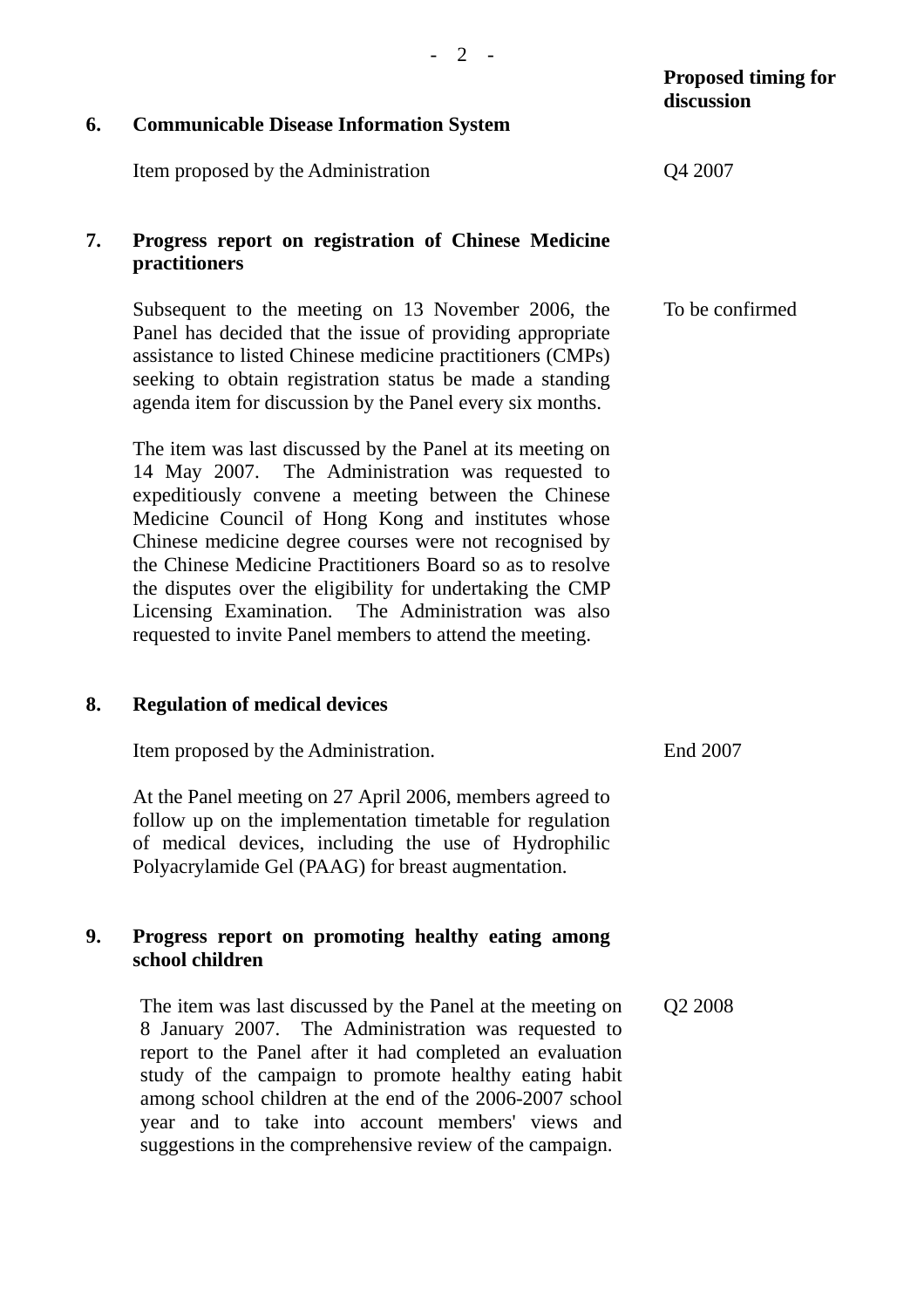| | | Proposed timing for discussion |
|---|---|---|
| **6.** | **Communicable Disease Information System** | |
| | Item proposed by the Administration | Q4 2007 |
| **7.** | **Progress report on registration of Chinese Medicine practitioners** | |
| | Subsequent to the meeting on 13 November 2006, the Panel has decided that the issue of providing appropriate assistance to listed Chinese medicine practitioners (CMPs) seeking to obtain registration status be made a standing agenda item for discussion by the Panel every six months.<br><br>The item was last discussed by the Panel at its meeting on 14 May 2007. The Administration was requested to expeditiously convene a meeting between the Chinese Medicine Council of Hong Kong and institutes whose Chinese medicine degree courses were not recognised by the Chinese Medicine Practitioners Board so as to resolve the disputes over the eligibility for undertaking the CMP Licensing Examination. The Administration was also requested to invite Panel members to attend the meeting. | To be confirmed |
| **8.** | **Regulation of medical devices** | |
| | Item proposed by the Administration.<br><br>At the Panel meeting on 27 April 2006, members agreed to follow up on the implementation timetable for regulation of medical devices, including the use of Hydrophilic Polyacrylamide Gel (PAAG) for breast augmentation. | End 2007 |
| **9.** | **Progress report on promoting healthy eating among school children** | |
| | The item was last discussed by the Panel at the meeting on 8 January 2007. The Administration was requested to report to the Panel after it had completed an evaluation study of the campaign to promote healthy eating habit among school children at the end of the 2006-2007 school year and to take into account members' views and suggestions in the comprehensive review of the campaign. | Q2 2008 |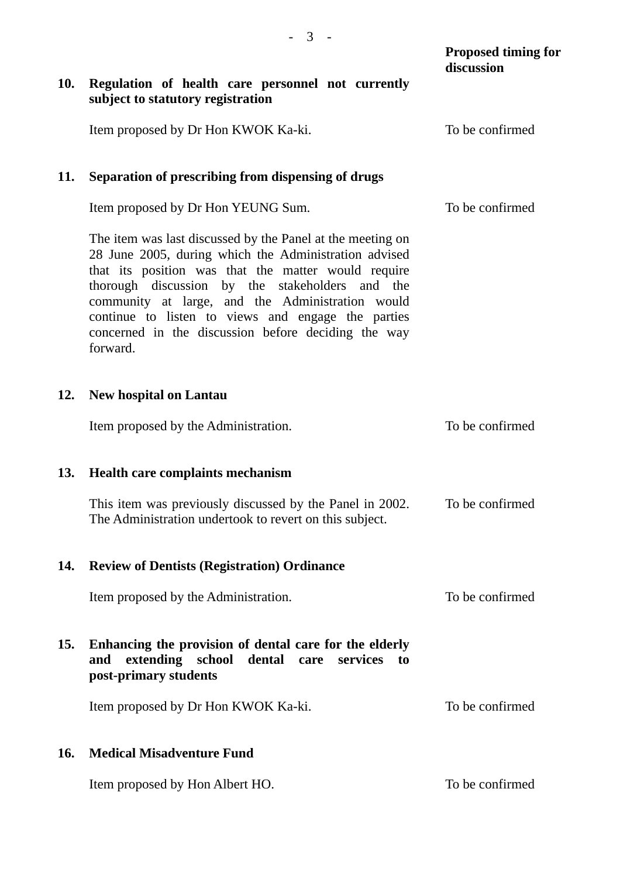| | | Proposed timing for discussion |
|---|---|---|
| **10.** | **Regulation of health care personnel not currently subject to statutory registration** | |
| | Item proposed by Dr Hon KWOK Ka-ki. | To be confirmed |
| **11.** | **Separation of prescribing from dispensing of drugs** | |
| | Item proposed by Dr Hon YEUNG Sum. | To be confirmed |
| | The item was last discussed by the Panel at the meeting on 28 June 2005, during which the Administration advised that its position was that the matter would require thorough discussion by the stakeholders and the community at large, and the Administration would continue to listen to views and engage the parties concerned in the discussion before deciding the way forward. | |
| **12.** | **New hospital on Lantau** | |
| | Item proposed by the Administration. | To be confirmed |
| **13.** | **Health care complaints mechanism** | |
| | This item was previously discussed by the Panel in 2002. The Administration undertook to revert on this subject. | To be confirmed |
| **14.** | **Review of Dentists (Registration) Ordinance** | |
| | Item proposed by the Administration. | To be confirmed |
| **15.** | **Enhancing the provision of dental care for the elderly and extending school dental care services to post-primary students** | |
| | Item proposed by Dr Hon KWOK Ka-ki. | To be confirmed |
| **16.** | **Medical Misadventure Fund** | |
| | Item proposed by Hon Albert HO. | To be confirmed |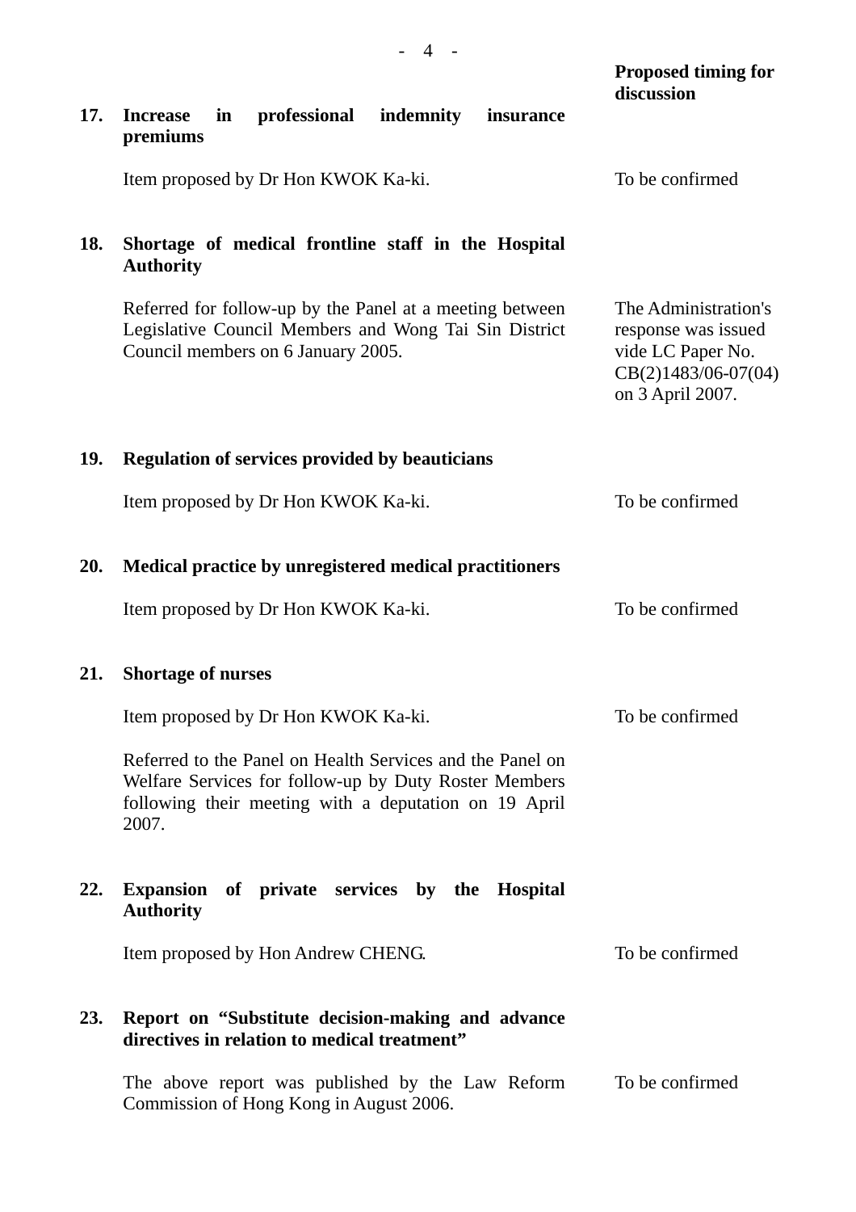| | | Proposed timing for discussion |
|---|---|---|
| **17.** | **Increase in professional indemnity insurance premiums** | |
| | Item proposed by Dr Hon KWOK Ka-ki. | To be confirmed |
| **18.** | **Shortage of medical frontline staff in the Hospital Authority** | |
| | Referred for follow-up by the Panel at a meeting between Legislative Council Members and Wong Tai Sin District Council members on 6 January 2005. | The Administration's response was issued vide LC Paper No. CB(2)1483/06-07(04) on 3 April 2007. |
| **19.** | **Regulation of services provided by beauticians** | |
| | Item proposed by Dr Hon KWOK Ka-ki. | To be confirmed |
| **20.** | **Medical practice by unregistered medical practitioners** | |
| | Item proposed by Dr Hon KWOK Ka-ki. | To be confirmed |
| **21.** | **Shortage of nurses** | |
| | Item proposed by Dr Hon KWOK Ka-ki. | To be confirmed |
| | Referred to the Panel on Health Services and the Panel on Welfare Services for follow-up by Duty Roster Members following their meeting with a deputation on 19 April 2007. | |
| **22.** | **Expansion of private services by the Hospital Authority** | |
| | Item proposed by Hon Andrew CHENG. | To be confirmed |
| **23.** | **Report on "Substitute decision-making and advance directives in relation to medical treatment"** | |
| | The above report was published by the Law Reform Commission of Hong Kong in August 2006. | To be confirmed |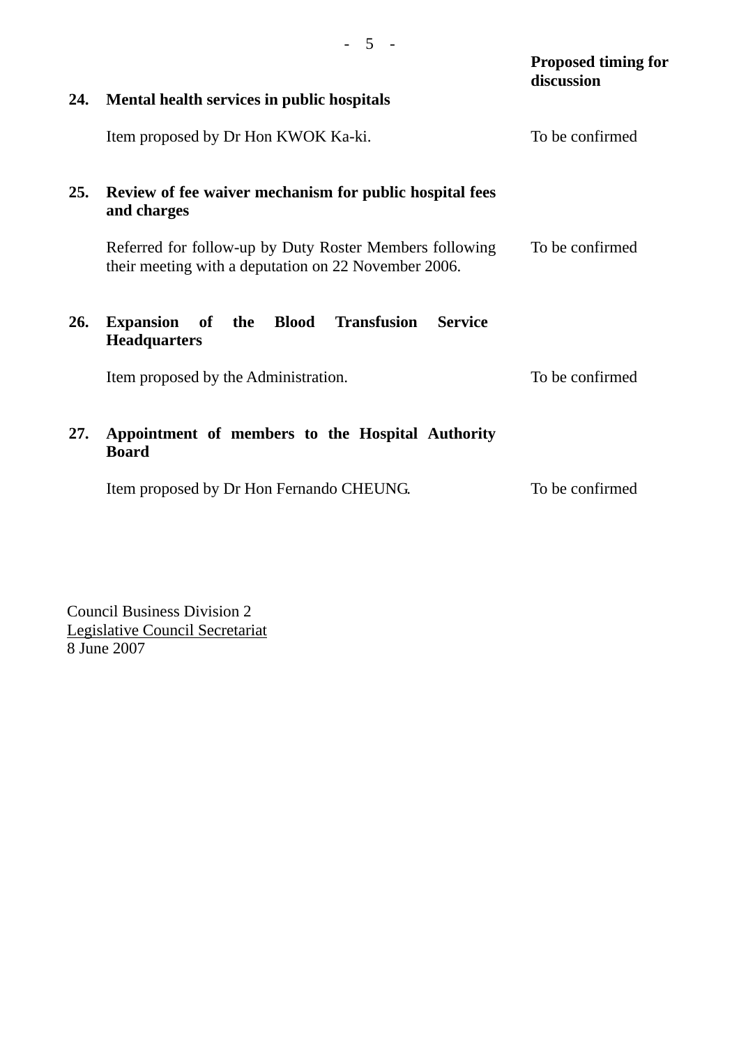| | | Proposed timing for discussion |
|---|---|---|
| **24.** | **Mental health services in public hospitals** | |
| | Item proposed by Dr Hon KWOK Ka-ki. | To be confirmed |
| **25.** | **Review of fee waiver mechanism for public hospital fees and charges** | |
| | Referred for follow-up by Duty Roster Members following their meeting with a deputation on 22 November 2006. | To be confirmed |
| **26.** | **Expansion of the Blood Transfusion Service Headquarters** | |
| | Item proposed by the Administration. | To be confirmed |
| **27.** | **Appointment of members to the Hospital Authority Board** | |
| | Item proposed by Dr Hon Fernando CHEUNG. | To be confirmed |

Council Business Division 2
Legislative Council Secretariat
8 June 2007